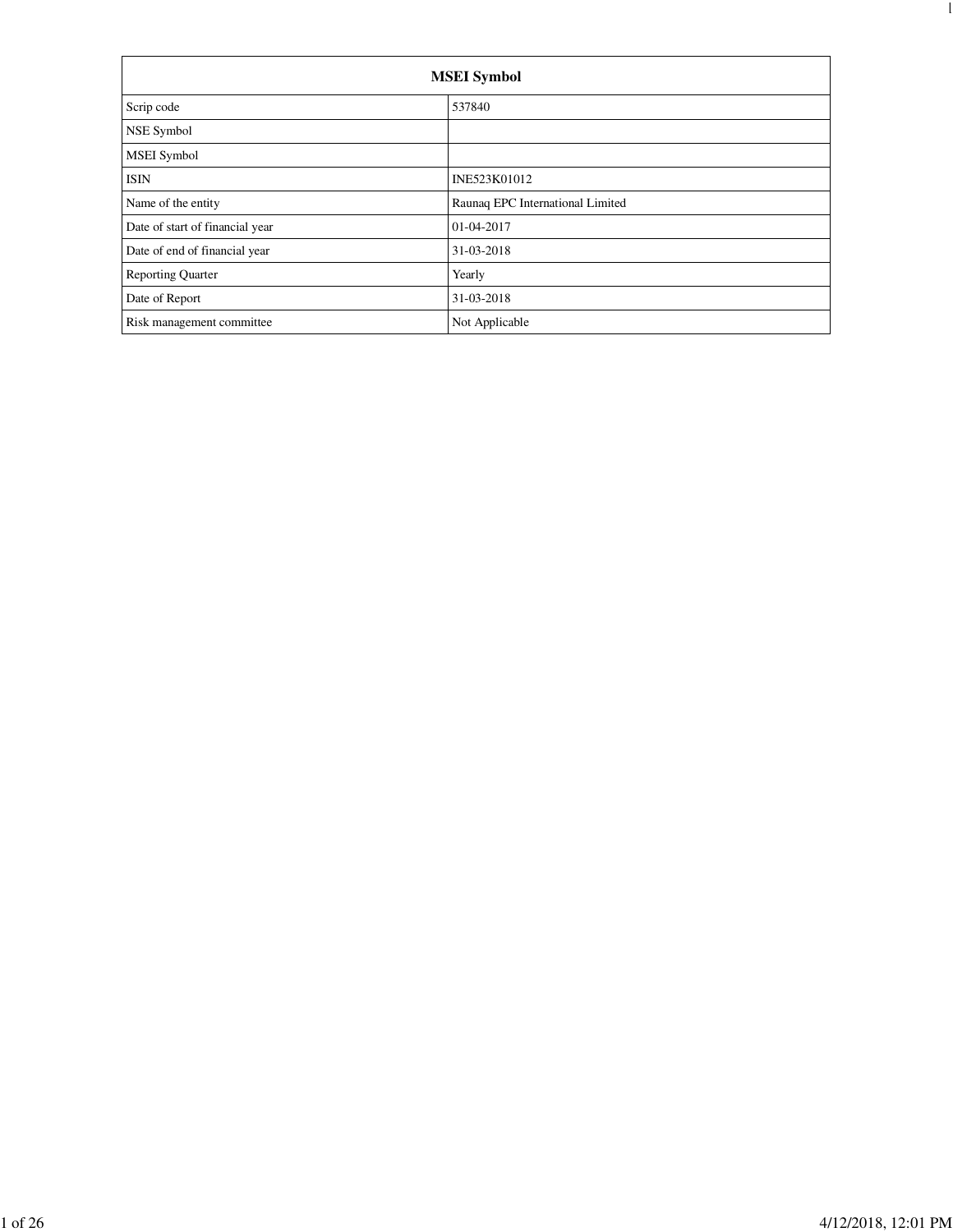| MSEI Symbol | |
|---|---|
| Scrip code | 537840 |
| NSE Symbol | |
| MSEI Symbol | |
| ISIN | INE523K01012 |
| Name of the entity | Raunaq EPC International Limited |
| Date of start of financial year | 01-04-2017 |
| Date of end of financial year | 31-03-2018 |
| Reporting Quarter | Yearly |
| Date of Report | 31-03-2018 |
| Risk management committee | Not Applicable |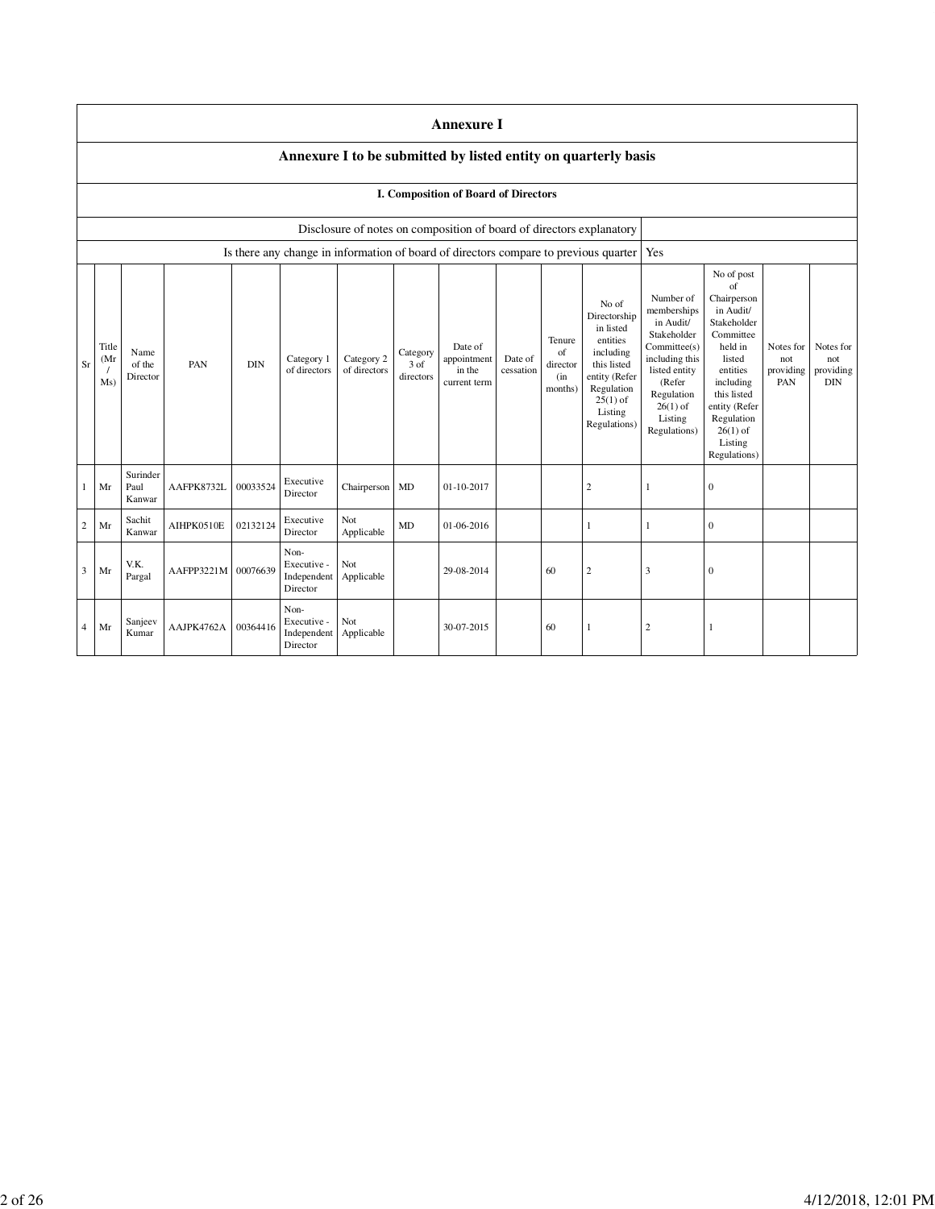# Annexure I

## Annexure I to be submitted by listed entity on quarterly basis

### I. Composition of Board of Directors

| Disclosure of notes on composition of board of directors explanatory | |
|---|---|
| Is there any change in information of board of directors compare to previous quarter | Yes |

| Sr | Title (Mr / Ms) | Name of the Director | PAN | DIN | Category 1 of directors | Category 2 of directors | Category 3 of directors | Date of appointment in the current term | Date of cessation | Tenure of director (in months) | No of Directorship in listed entities including this listed entity (Refer Regulation 25(1) of Listing Regulations) | Number of memberships in Audit/ Stakeholder Committee(s) including this listed entity (Refer Regulation 26(1) of Listing Regulations) | No of post of Chairperson in Audit/ Stakeholder Committee held in listed entities including this listed entity (Refer Regulation 26(1) of Listing Regulations) | Notes for not providing PAN | Notes for not providing DIN |
|---|---|---|---|---|---|---|---|---|---|---|---|---|---|---|---|
| 1 | Mr | Surinder Paul Kanwar | AAFPK8732L | 00033524 | Executive Director | Chairperson | MD | 01-10-2017 | | | 2 | 1 | 0 | | |
| 2 | Mr | Sachit Kanwar | AIHPK0510E | 02132124 | Executive Director | Not Applicable | MD | 01-06-2016 | | | 1 | 1 | 0 | | |
| 3 | Mr | V.K. Pargal | AAFPP3221M | 00076639 | Non-Executive - Independent Director | Not Applicable | | 29-08-2014 | | 60 | 2 | 3 | 0 | | |
| 4 | Mr | Sanjeev Kumar | AAJPK4762A | 00364416 | Non-Executive - Independent Director | Not Applicable | | 30-07-2015 | | 60 | 1 | 2 | 1 | | |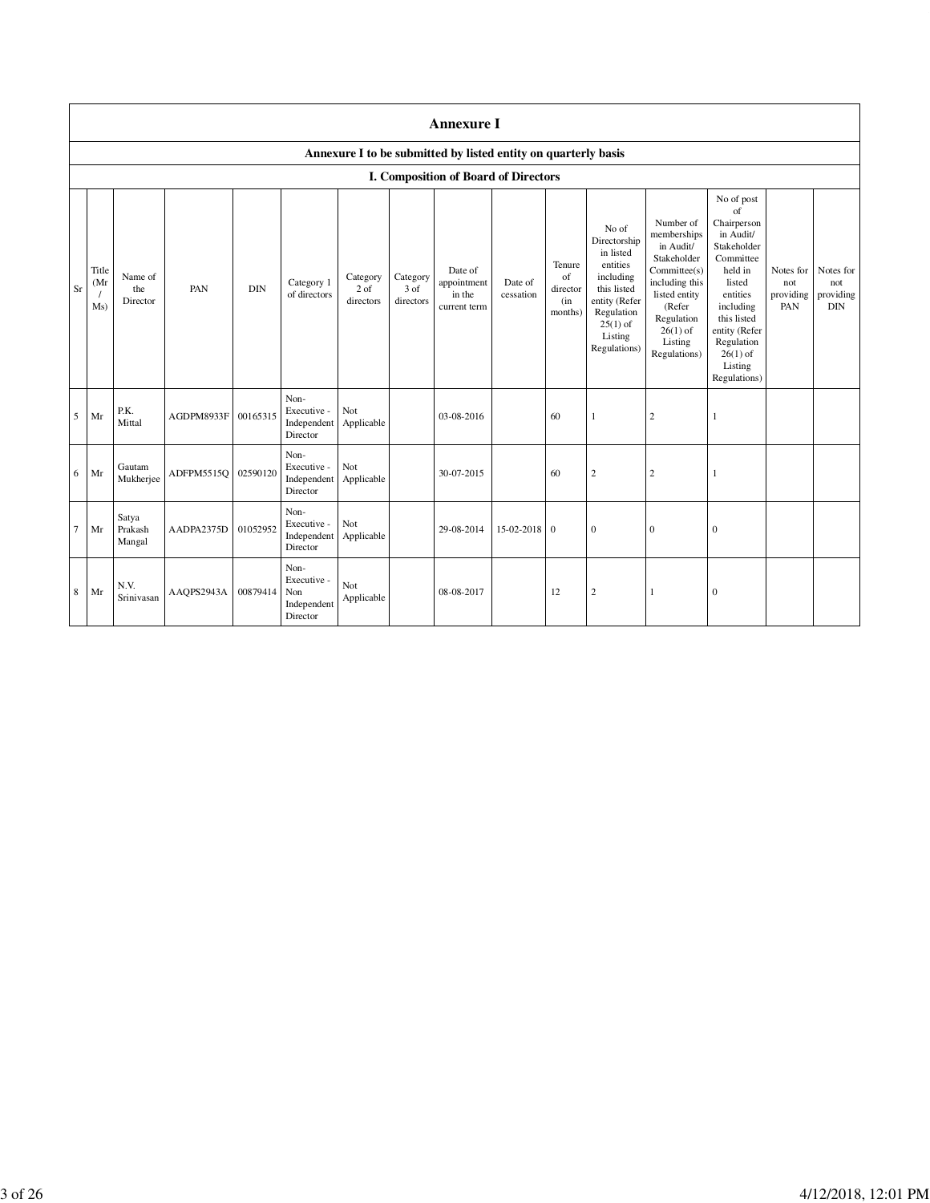# Annexure I

## Annexure I to be submitted by listed entity on quarterly basis

### I. Composition of Board of Directors

| Sr | Title (Mr / Ms) | Name of the Director | PAN | DIN | Category 1 of directors | Category 2 of directors | Category 3 of directors | Date of appointment in the current term | Date of cessation | Tenure of director (in months) | No of Directorship in listed entities including this listed entity (Refer Regulation 25(1) of Listing Regulations) | Number of memberships in Audit/ Stakeholder Committee(s) including this listed entity (Refer Regulation 26(1) of Listing Regulations) | No of post of Chairperson in Audit/ Stakeholder Committee held in listed entities including this listed entity (Refer Regulation 26(1) of Listing Regulations) | Notes for not providing PAN | Notes for not providing DIN |
|---|---|---|---|---|---|---|---|---|---|---|---|---|---|---|---|
| 5 | Mr | P.K. Mittal | AGDPM8933F | 00165315 | Non-Executive - Independent Director | Not Applicable | | 03-08-2016 | | 60 | 1 | 2 | 1 | | |
| 6 | Mr | Gautam Mukherjee | ADFPM5515Q | 02590120 | Non-Executive - Independent Director | Not Applicable | | 30-07-2015 | | 60 | 2 | 2 | 1 | | |
| 7 | Mr | Satya Prakash Mangal | AADPA2375D | 01052952 | Non-Executive - Independent Director | Not Applicable | | 29-08-2014 | 15-02-2018 | 0 | 0 | 0 | 0 | | |
| 8 | Mr | N.V. Srinivasan | AAQPS2943A | 00879414 | Non-Executive - Non Independent Director | Not Applicable | | 08-08-2017 | | 12 | 2 | 1 | 0 | | |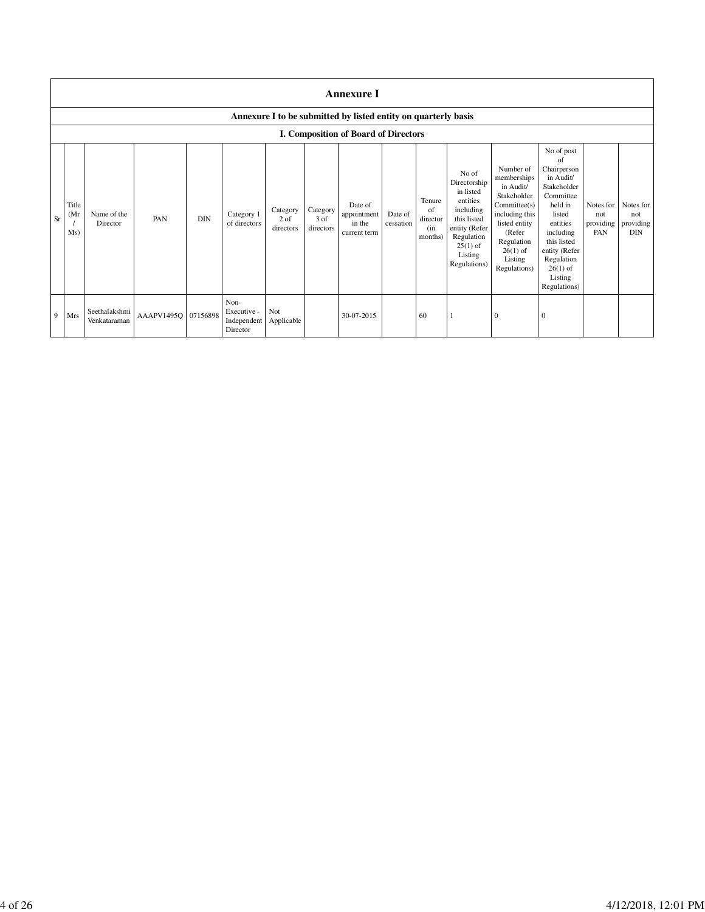## Annexure I

### Annexure I to be submitted by listed entity on quarterly basis

### I. Composition of Board of Directors

| Sr | Title (Mr / Ms) | Name of the Director | PAN | DIN | Category 1 of directors | Category 2 of directors | Category 3 of directors | Date of appointment in the current term | Date of cessation | Tenure of director (in months) | No of Directorship in listed entities including this listed entity (Refer Regulation 25(1) of Listing Regulations) | Number of memberships in Audit/ Stakeholder Committee(s) including this listed entity (Refer Regulation 26(1) of Listing Regulations) | No of post of Chairperson in Audit/ Stakeholder Committee held in listed entities including this listed entity (Refer Regulation 26(1) of Listing Regulations) | Notes for not providing PAN | Notes for not providing DIN |
|---|---|---|---|---|---|---|---|---|---|---|---|---|---|---|---|
| 9 | Mrs | Seethalakshmi Venkataraman | AAAPV1495Q | 07156898 | Non-Executive - Independent Director | Not Applicable | | 30-07-2015 | | 60 | 1 | 0 | 0 | | |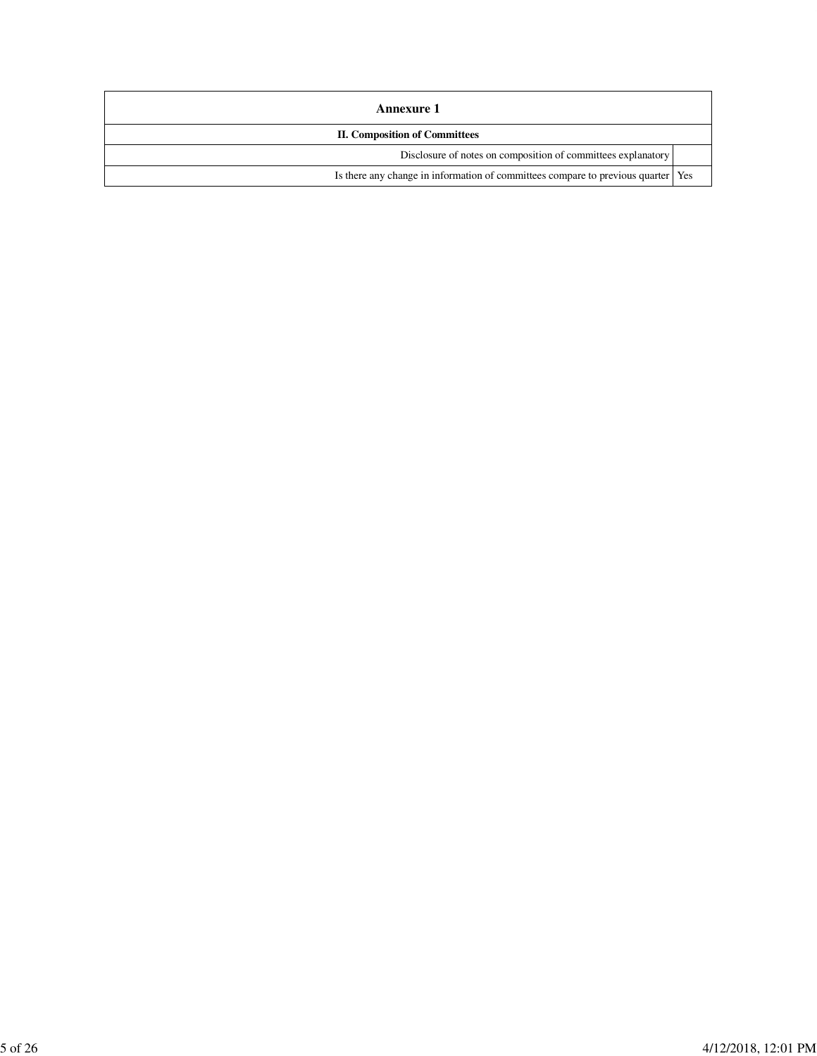| Annexure 1 | |
|---|---|
| II. Composition of Committees | |
| Disclosure of notes on composition of committees explanatory | |
| Is there any change in information of committees compare to previous quarter | Yes |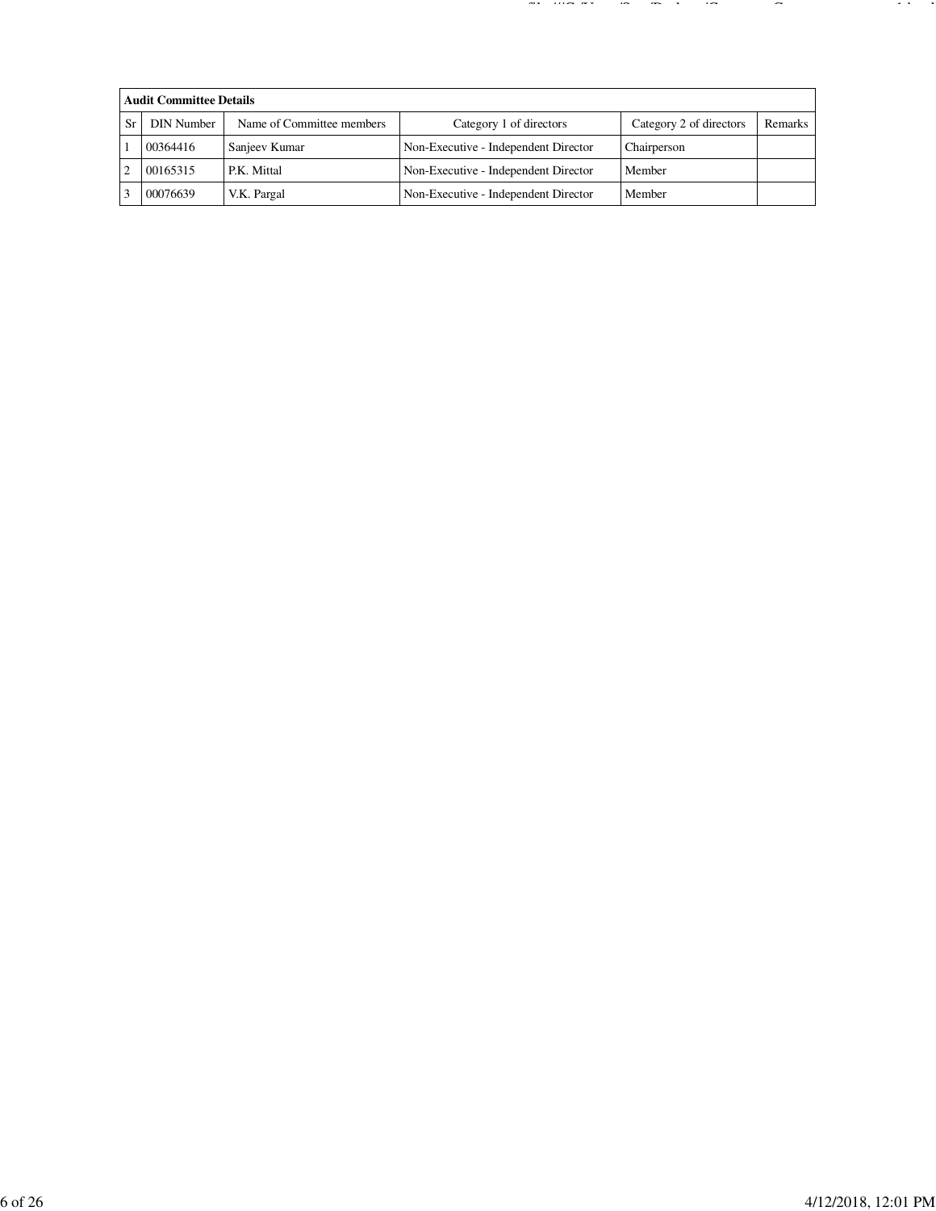| Audit Committee Details | | | | | |
|---|---|---|---|---|---|
| Sr | DIN Number | Name of Committee members | Category 1 of directors | Category 2 of directors | Remarks |
| 1 | 00364416 | Sanjeev Kumar | Non-Executive - Independent Director | Chairperson | |
| 2 | 00165315 | P.K. Mittal | Non-Executive - Independent Director | Member | |
| 3 | 00076639 | V.K. Pargal | Non-Executive - Independent Director | Member | |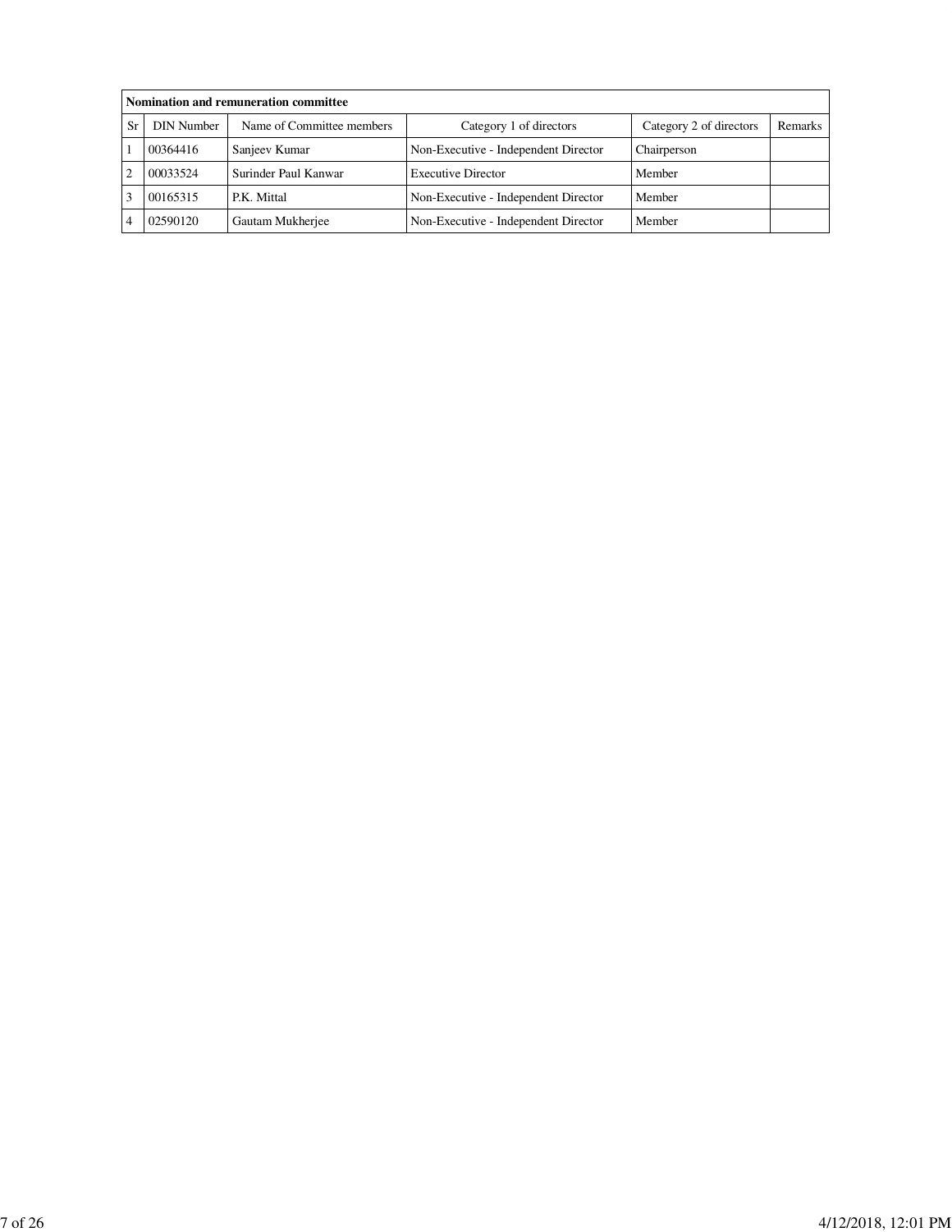| Nomination and remuneration committee | | | | | |
|---|---|---|---|---|---|
| Sr | DIN Number | Name of Committee members | Category 1 of directors | Category 2 of directors | Remarks |
| 1 | 00364416 | Sanjeev Kumar | Non-Executive - Independent Director | Chairperson | |
| 2 | 00033524 | Surinder Paul Kanwar | Executive Director | Member | |
| 3 | 00165315 | P.K. Mittal | Non-Executive - Independent Director | Member | |
| 4 | 02590120 | Gautam Mukherjee | Non-Executive - Independent Director | Member | |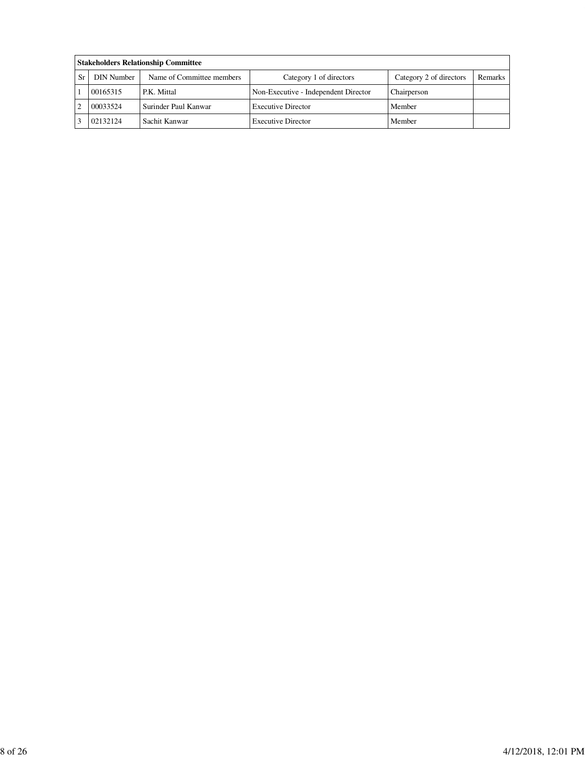| Stakeholders Relationship Committee | | | | | |
|---|---|---|---|---|---|
| Sr | DIN Number | Name of Committee members | Category 1 of directors | Category 2 of directors | Remarks |
| 1 | 00165315 | P.K. Mittal | Non-Executive - Independent Director | Chairperson | |
| 2 | 00033524 | Surinder Paul Kanwar | Executive Director | Member | |
| 3 | 02132124 | Sachit Kanwar | Executive Director | Member | |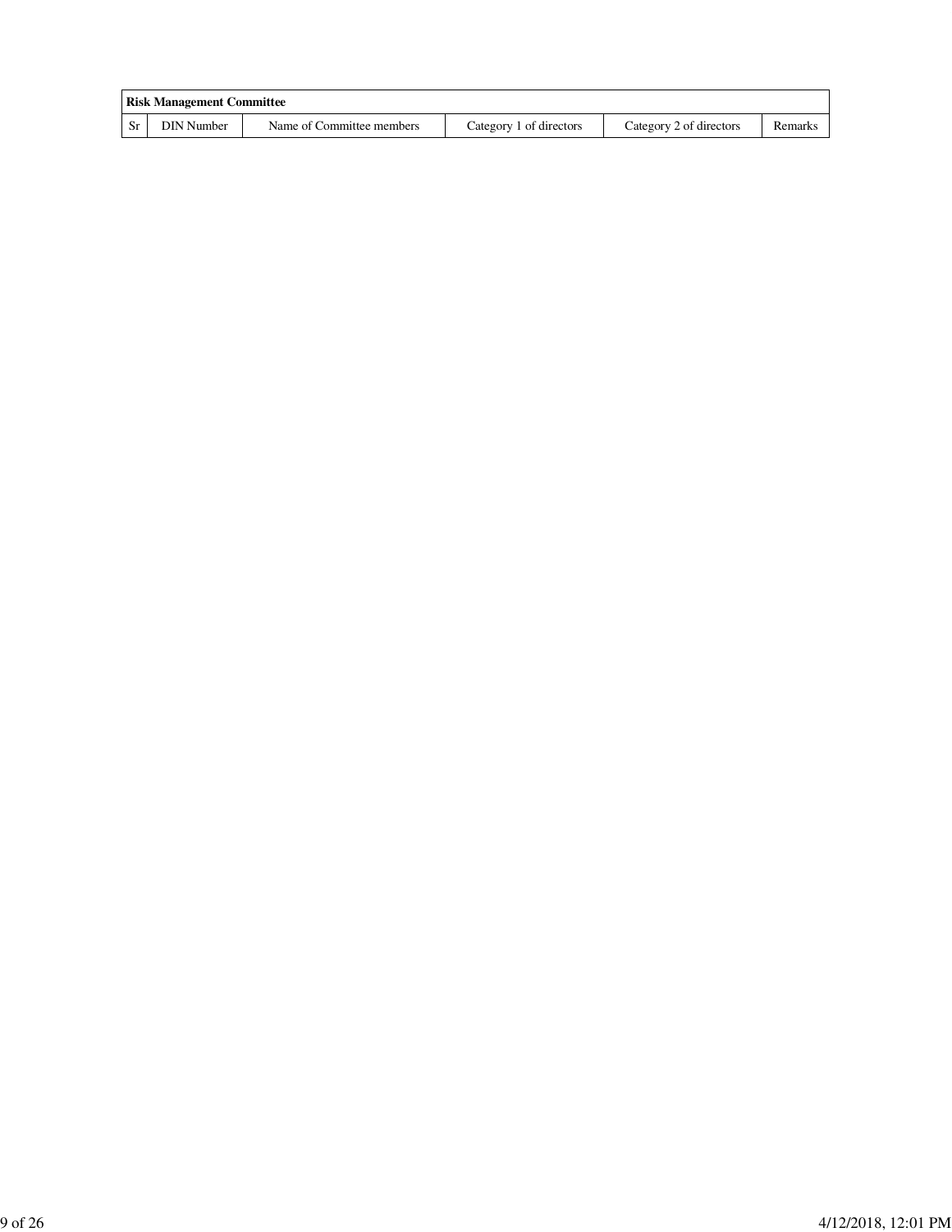| Risk Management Committee | | | | | |
|---|---|---|---|---|---|
| Sr | DIN Number | Name of Committee members | Category 1 of directors | Category 2 of directors | Remarks |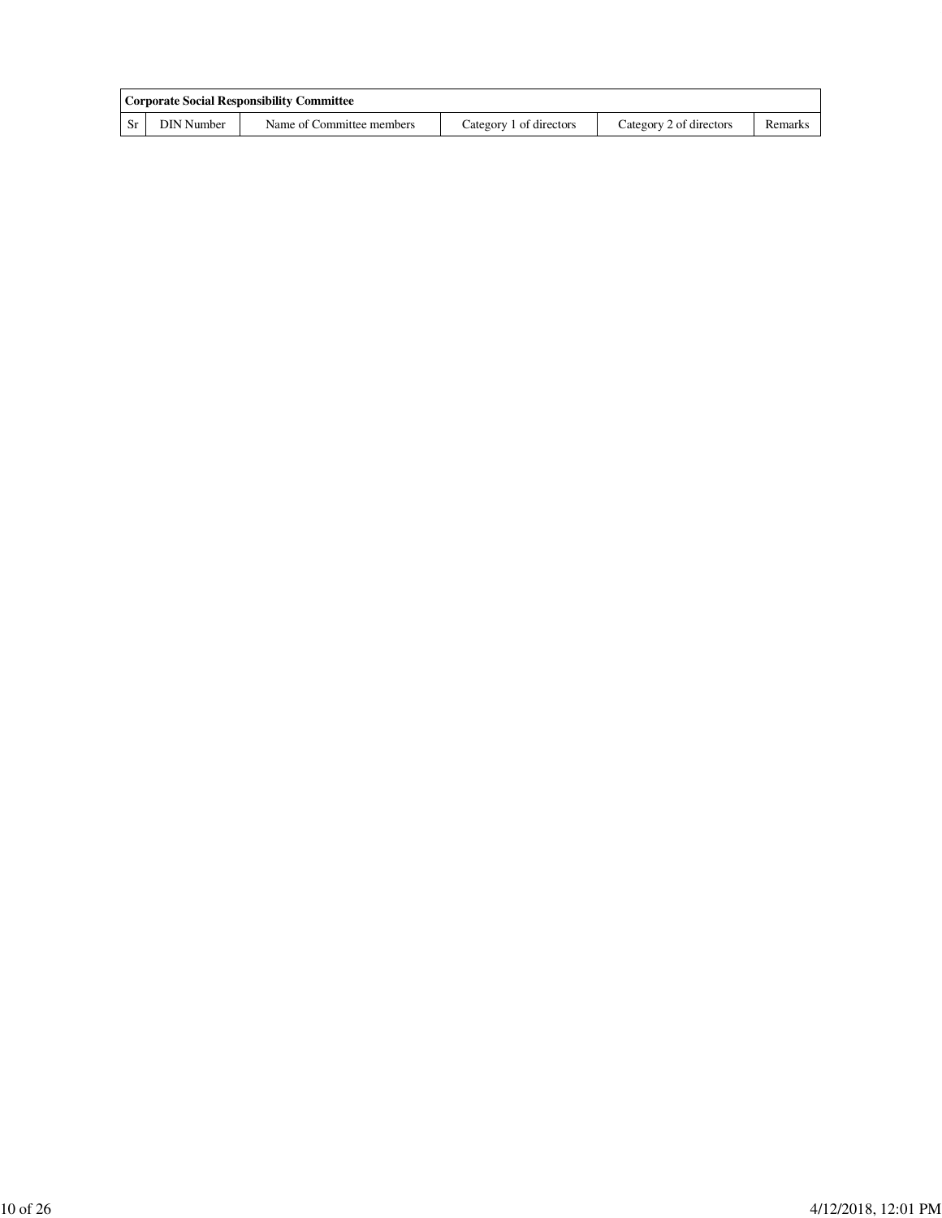| Corporate Social Responsibility Committee | | | | | |
|---|---|---|---|---|---|
| Sr | DIN Number | Name of Committee members | Category 1 of directors | Category 2 of directors | Remarks |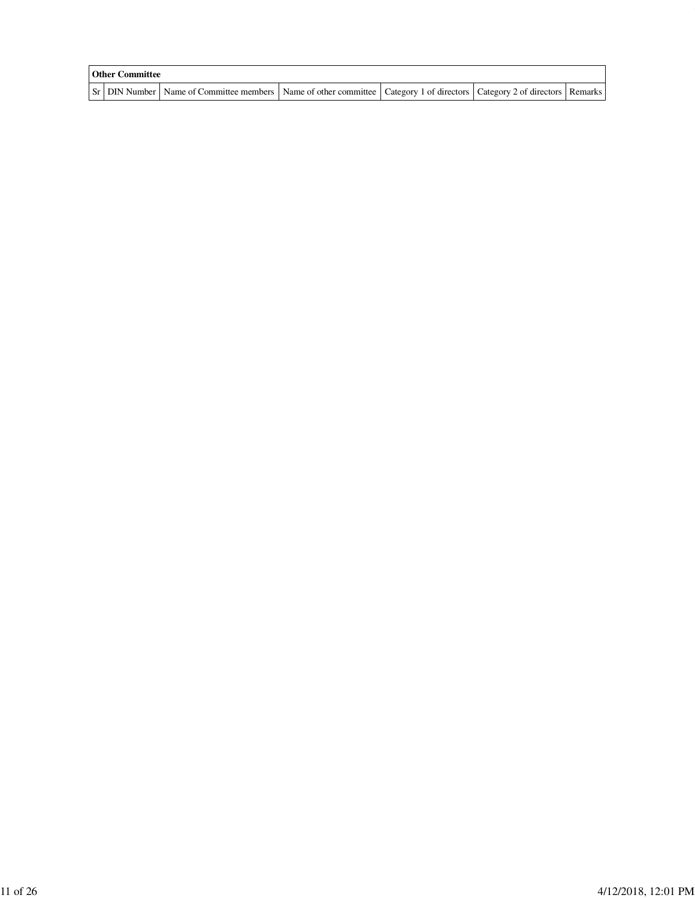| Other Committee | | | | | | |
|---|---|---|---|---|---|---|
| Sr | DIN Number | Name of Committee members | Name of other committee | Category 1 of directors | Category 2 of directors | Remarks |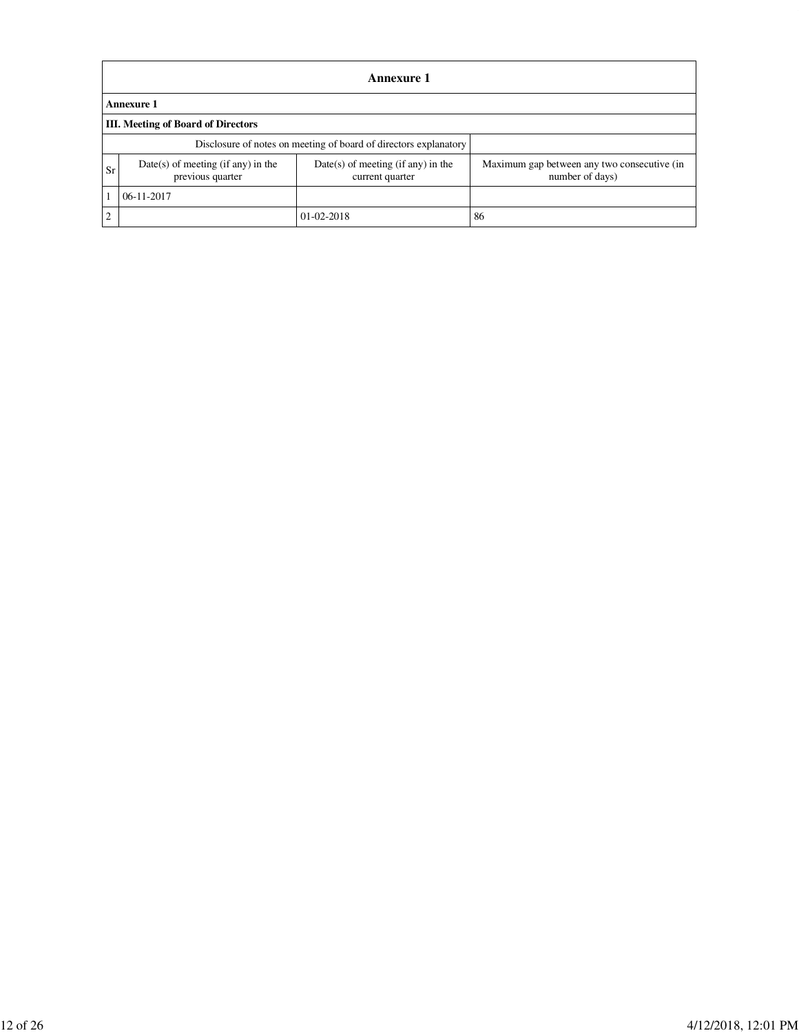## Annexure 1

| Annexure 1 | | | |
|---|---|---|---|
| **Annexure 1** | | | |
| **III. Meeting of Board of Directors** | | | |
| Disclosure of notes on meeting of board of directors explanatory | | | |
| Sr | Date(s) of meeting (if any) in the previous quarter | Date(s) of meeting (if any) in the current quarter | Maximum gap between any two consecutive (in number of days) |
| 1 | 06-11-2017 | | |
| 2 | | 01-02-2018 | 86 |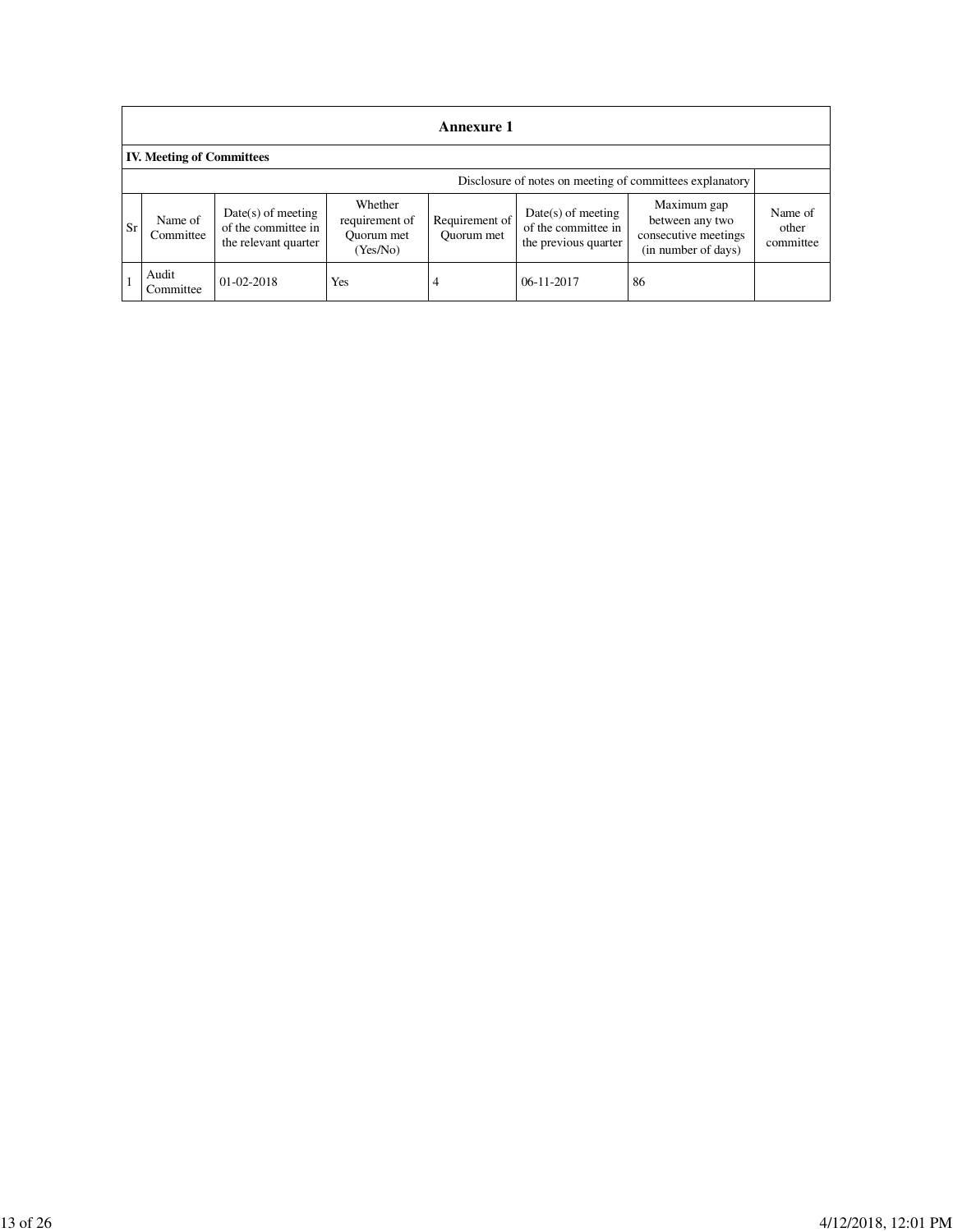## Annexure 1

### IV. Meeting of Committees

| Disclosure of notes on meeting of committees explanatory | | | | | | | |
|---|---|---|---|---|---|---|---|
| Sr | Name of Committee | Date(s) of meeting of the committee in the relevant quarter | Whether requirement of Quorum met (Yes/No) | Requirement of Quorum met | Date(s) of meeting of the committee in the previous quarter | Maximum gap between any two consecutive meetings (in number of days) | Name of other committee |
| 1 | Audit Committee | 01-02-2018 | Yes | 4 | 06-11-2017 | 86 | |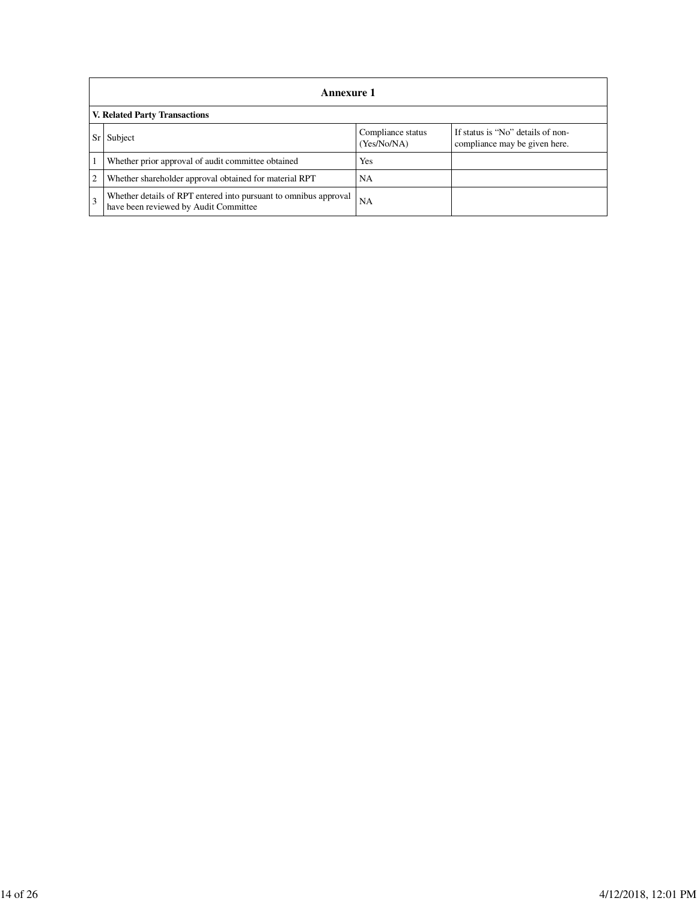## Annexure 1

**V. Related Party Transactions**

| Sr | Subject | Compliance status (Yes/No/NA) | If status is "No" details of non-compliance may be given here. |
|---|---|---|---|
| 1 | Whether prior approval of audit committee obtained | Yes | |
| 2 | Whether shareholder approval obtained for material RPT | NA | |
| 3 | Whether details of RPT entered into pursuant to omnibus approval have been reviewed by Audit Committee | NA | |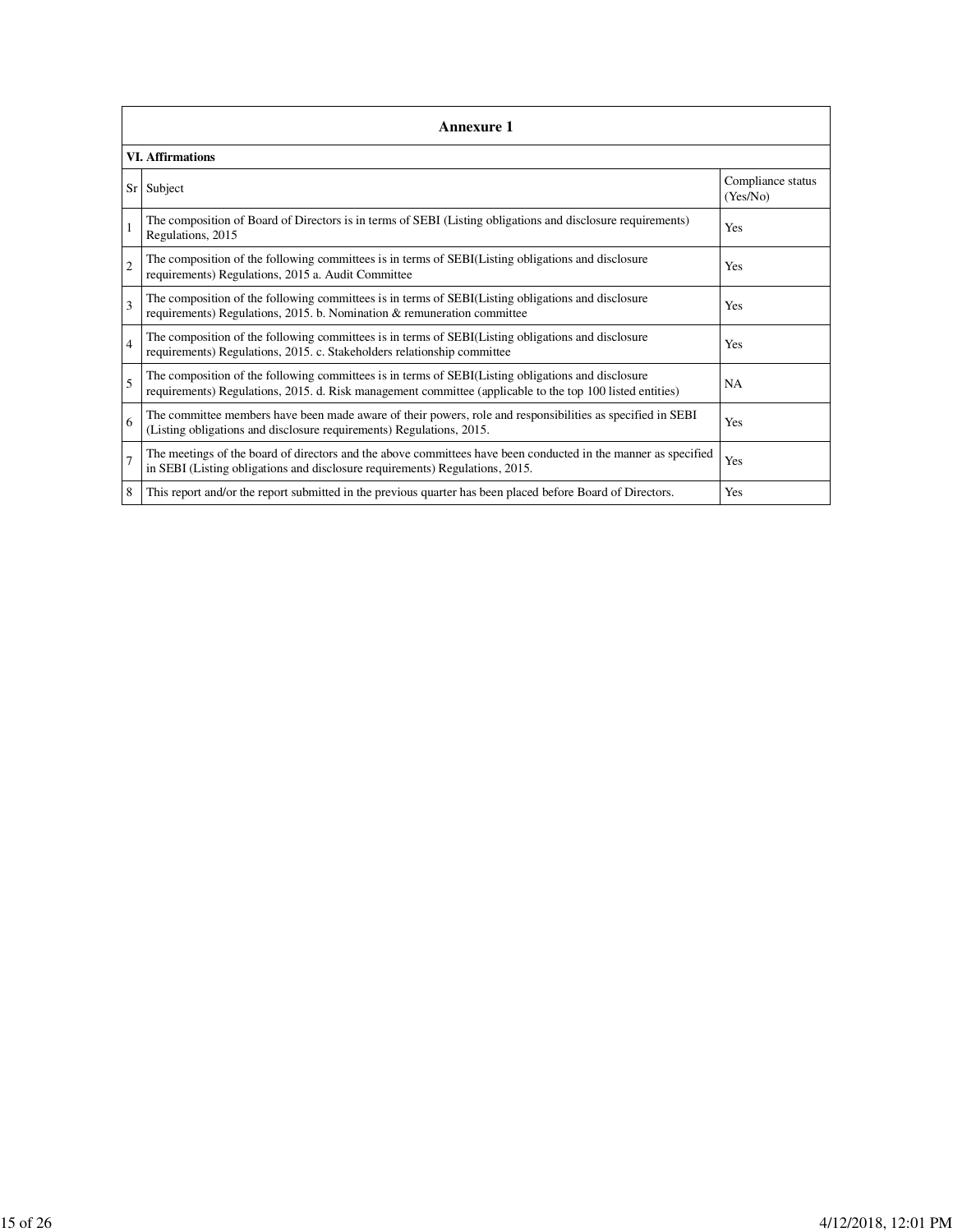## Annexure 1

### VI. Affirmations

| Sr | Subject | Compliance status (Yes/No) |
|---|---|---|
| 1 | The composition of Board of Directors is in terms of SEBI (Listing obligations and disclosure requirements) Regulations, 2015 | Yes |
| 2 | The composition of the following committees is in terms of SEBI(Listing obligations and disclosure requirements) Regulations, 2015 a. Audit Committee | Yes |
| 3 | The composition of the following committees is in terms of SEBI(Listing obligations and disclosure requirements) Regulations, 2015. b. Nomination & remuneration committee | Yes |
| 4 | The composition of the following committees is in terms of SEBI(Listing obligations and disclosure requirements) Regulations, 2015. c. Stakeholders relationship committee | Yes |
| 5 | The composition of the following committees is in terms of SEBI(Listing obligations and disclosure requirements) Regulations, 2015. d. Risk management committee (applicable to the top 100 listed entities) | NA |
| 6 | The committee members have been made aware of their powers, role and responsibilities as specified in SEBI (Listing obligations and disclosure requirements) Regulations, 2015. | Yes |
| 7 | The meetings of the board of directors and the above committees have been conducted in the manner as specified in SEBI (Listing obligations and disclosure requirements) Regulations, 2015. | Yes |
| 8 | This report and/or the report submitted in the previous quarter has been placed before Board of Directors. | Yes |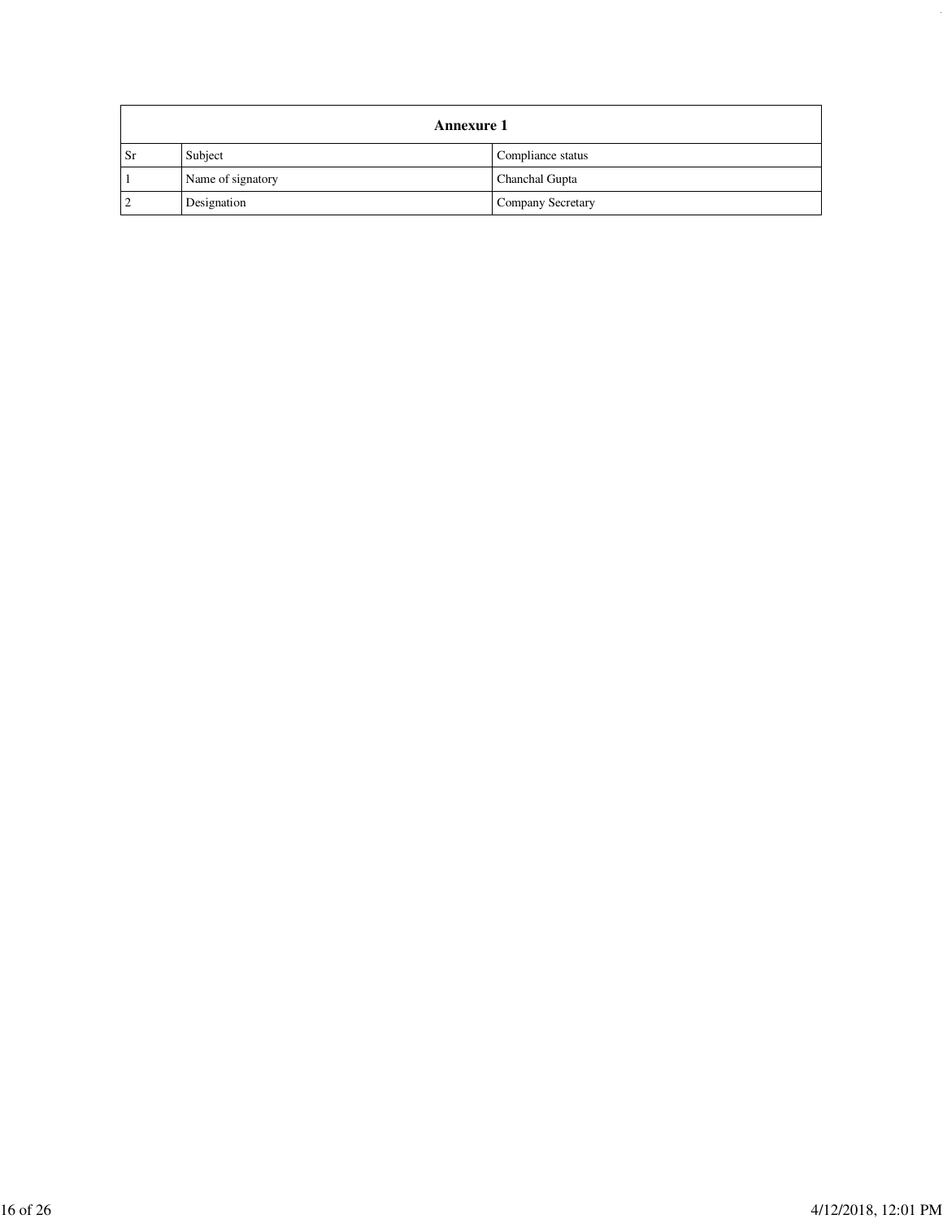| Annexure 1 | | |
|---|---|---|
| Sr | Subject | Compliance status |
| 1 | Name of signatory | Chanchal Gupta |
| 2 | Designation | Company Secretary |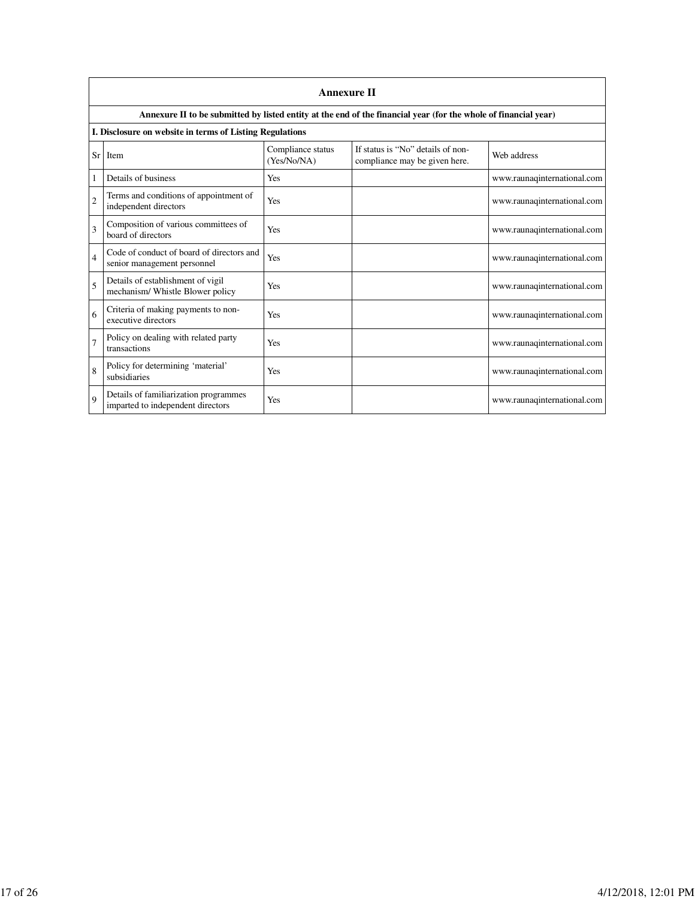## Annexure II

**Annexure II to be submitted by listed entity at the end of the financial year (for the whole of financial year)**

**I. Disclosure on website in terms of Listing Regulations**

| Sr | Item | Compliance status (Yes/No/NA) | If status is "No" details of non-compliance may be given here. | Web address |
|---|---|---|---|---|
| 1 | Details of business | Yes | | www.raunaqinternational.com |
| 2 | Terms and conditions of appointment of independent directors | Yes | | www.raunaqinternational.com |
| 3 | Composition of various committees of board of directors | Yes | | www.raunaqinternational.com |
| 4 | Code of conduct of board of directors and senior management personnel | Yes | | www.raunaqinternational.com |
| 5 | Details of establishment of vigil mechanism/ Whistle Blower policy | Yes | | www.raunaqinternational.com |
| 6 | Criteria of making payments to non-executive directors | Yes | | www.raunaqinternational.com |
| 7 | Policy on dealing with related party transactions | Yes | | www.raunaqinternational.com |
| 8 | Policy for determining 'material' subsidiaries | Yes | | www.raunaqinternational.com |
| 9 | Details of familiarization programmes imparted to independent directors | Yes | | www.raunaqinternational.com |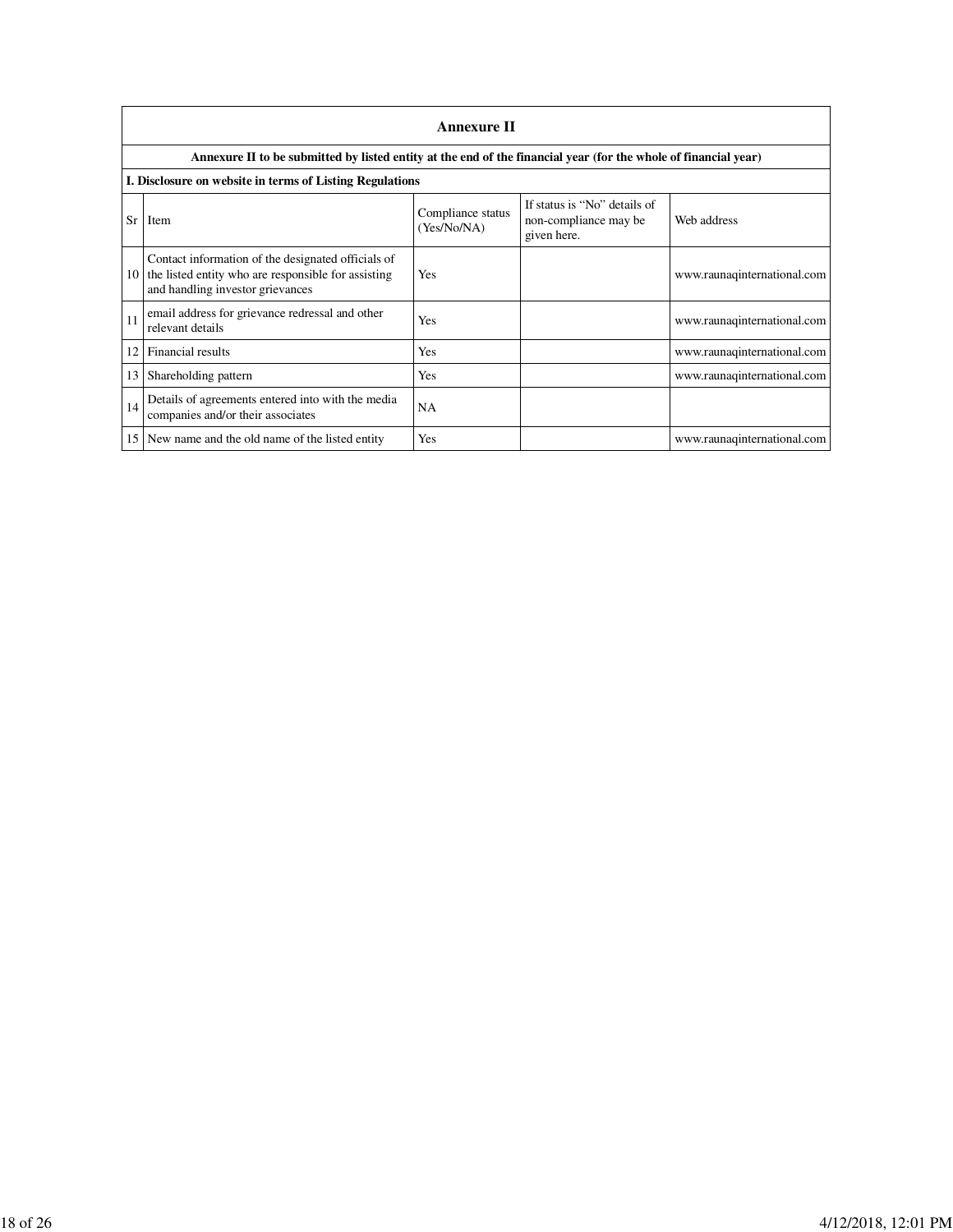## Annexure II

**Annexure II to be submitted by listed entity at the end of the financial year (for the whole of financial year)**

**I. Disclosure on website in terms of Listing Regulations**

| Sr | Item | Compliance status (Yes/No/NA) | If status is "No" details of non-compliance may be given here. | Web address |
|---|---|---|---|---|
| 10 | Contact information of the designated officials of the listed entity who are responsible for assisting and handling investor grievances | Yes | | www.raunaqinternational.com |
| 11 | email address for grievance redressal and other relevant details | Yes | | www.raunaqinternational.com |
| 12 | Financial results | Yes | | www.raunaqinternational.com |
| 13 | Shareholding pattern | Yes | | www.raunaqinternational.com |
| 14 | Details of agreements entered into with the media companies and/or their associates | NA | | |
| 15 | New name and the old name of the listed entity | Yes | | www.raunaqinternational.com |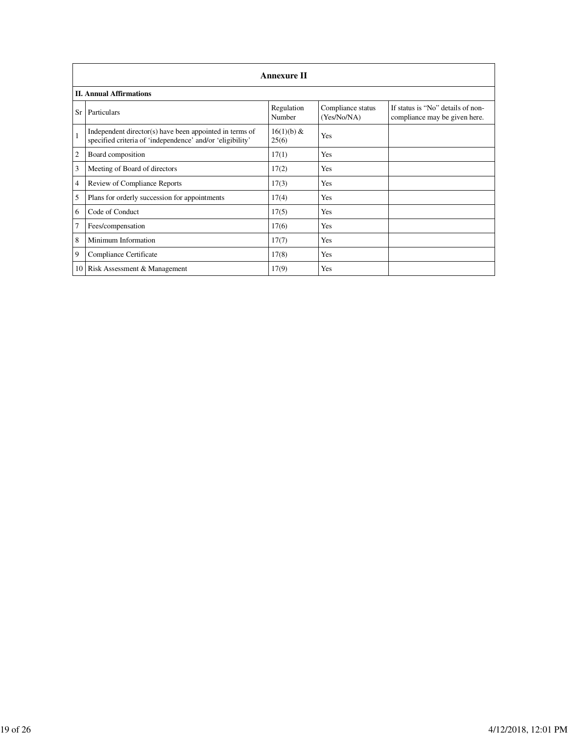## Annexure II

### II. Annual Affirmations

| Sr | Particulars | Regulation Number | Compliance status (Yes/No/NA) | If status is "No" details of non-compliance may be given here. |
|---|---|---|---|---|
| 1 | Independent director(s) have been appointed in terms of specified criteria of 'independence' and/or 'eligibility' | 16(1)(b) & 25(6) | Yes | |
| 2 | Board composition | 17(1) | Yes | |
| 3 | Meeting of Board of directors | 17(2) | Yes | |
| 4 | Review of Compliance Reports | 17(3) | Yes | |
| 5 | Plans for orderly succession for appointments | 17(4) | Yes | |
| 6 | Code of Conduct | 17(5) | Yes | |
| 7 | Fees/compensation | 17(6) | Yes | |
| 8 | Minimum Information | 17(7) | Yes | |
| 9 | Compliance Certificate | 17(8) | Yes | |
| 10 | Risk Assessment & Management | 17(9) | Yes | |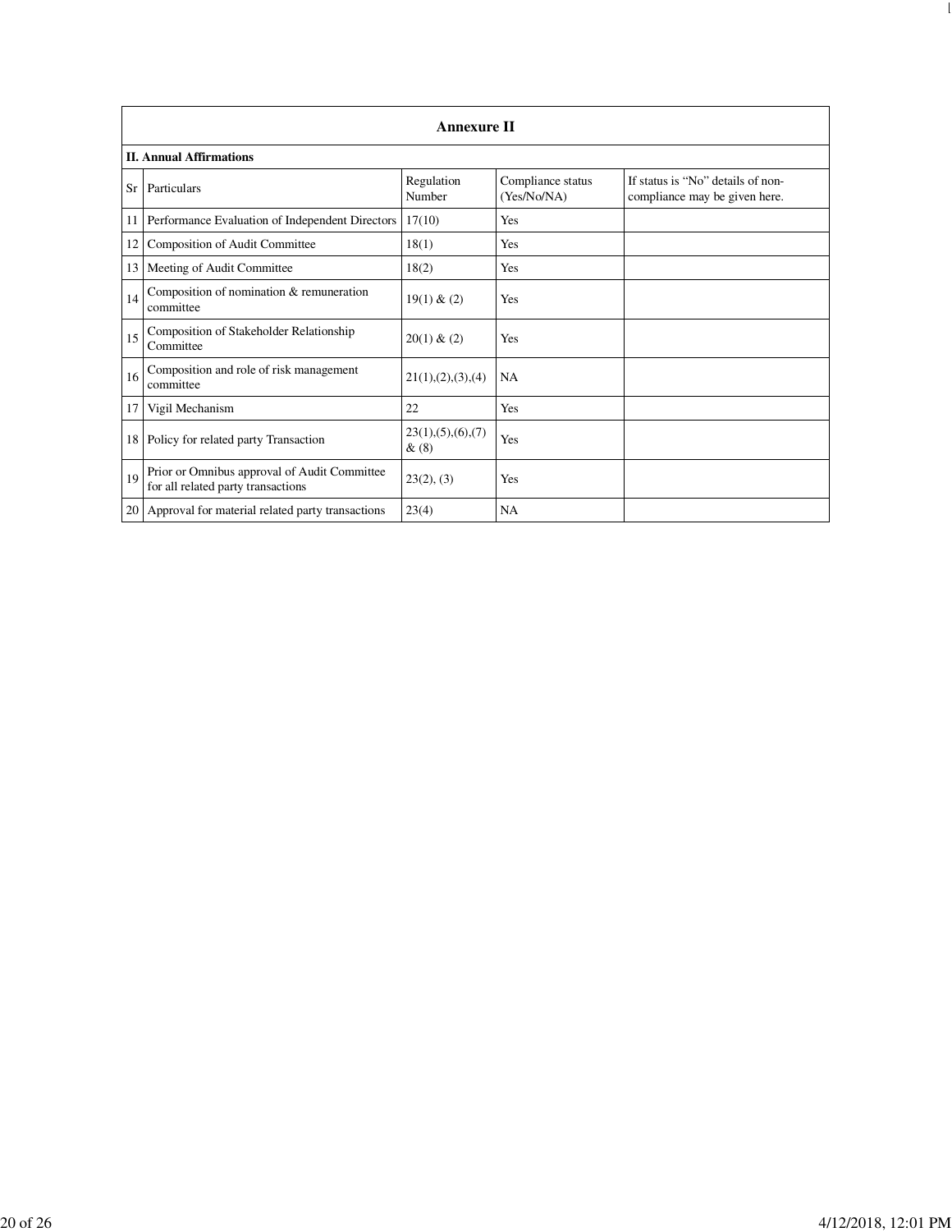| Annexure II | | | | |
|---|---|---|---|---|
| **II. Annual Affirmations** | | | | |
| Sr | Particulars | Regulation Number | Compliance status (Yes/No/NA) | If status is "No" details of non-compliance may be given here. |
| 11 | Performance Evaluation of Independent Directors | 17(10) | Yes | |
| 12 | Composition of Audit Committee | 18(1) | Yes | |
| 13 | Meeting of Audit Committee | 18(2) | Yes | |
| 14 | Composition of nomination & remuneration committee | 19(1) & (2) | Yes | |
| 15 | Composition of Stakeholder Relationship Committee | 20(1) & (2) | Yes | |
| 16 | Composition and role of risk management committee | 21(1),(2),(3),(4) | NA | |
| 17 | Vigil Mechanism | 22 | Yes | |
| 18 | Policy for related party Transaction | 23(1),(5),(6),(7) & (8) | Yes | |
| 19 | Prior or Omnibus approval of Audit Committee for all related party transactions | 23(2), (3) | Yes | |
| 20 | Approval for material related party transactions | 23(4) | NA | |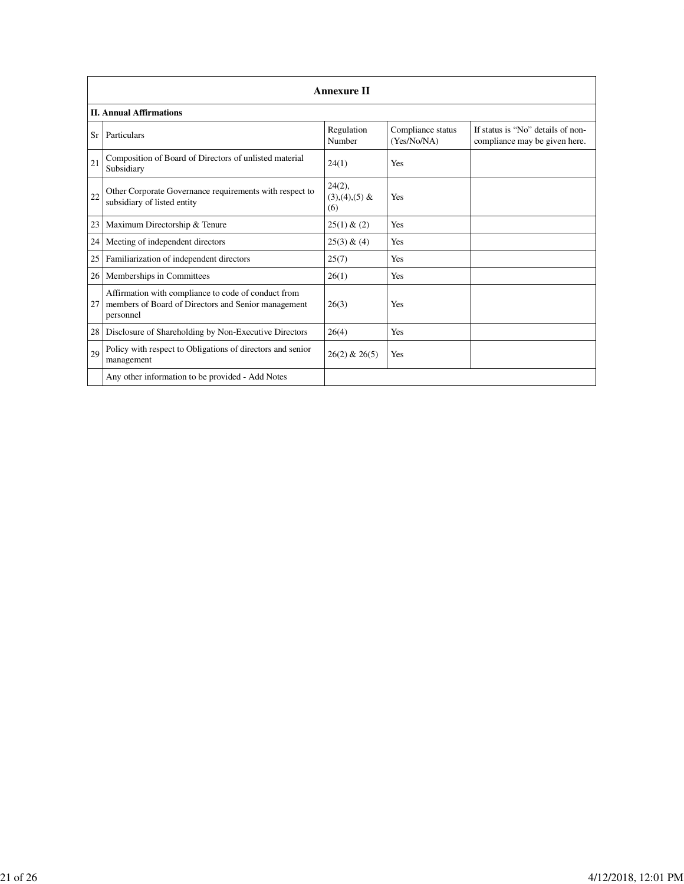## Annexure II

**II. Annual Affirmations**

| Sr | Particulars | Regulation Number | Compliance status (Yes/No/NA) | If status is "No" details of non-compliance may be given here. |
|---|---|---|---|---|
| 21 | Composition of Board of Directors of unlisted material Subsidiary | 24(1) | Yes | |
| 22 | Other Corporate Governance requirements with respect to subsidiary of listed entity | 24(2),(3),(4),(5) & (6) | Yes | |
| 23 | Maximum Directorship & Tenure | 25(1) & (2) | Yes | |
| 24 | Meeting of independent directors | 25(3) & (4) | Yes | |
| 25 | Familiarization of independent directors | 25(7) | Yes | |
| 26 | Memberships in Committees | 26(1) | Yes | |
| 27 | Affirmation with compliance to code of conduct from members of Board of Directors and Senior management personnel | 26(3) | Yes | |
| 28 | Disclosure of Shareholding by Non-Executive Directors | 26(4) | Yes | |
| 29 | Policy with respect to Obligations of directors and senior management | 26(2) & 26(5) | Yes | |
| | Any other information to be provided - Add Notes | | | |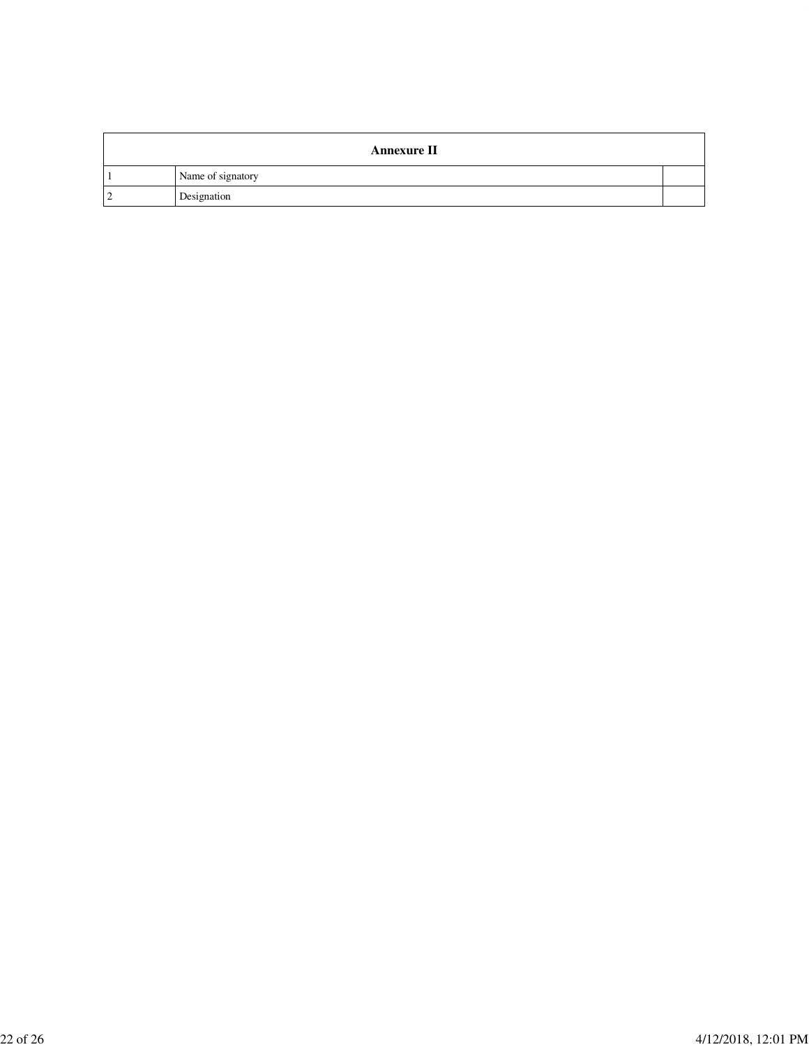| Annexure II | | |
|---|---|---|
| 1 | Name of signatory | |
| 2 | Designation | |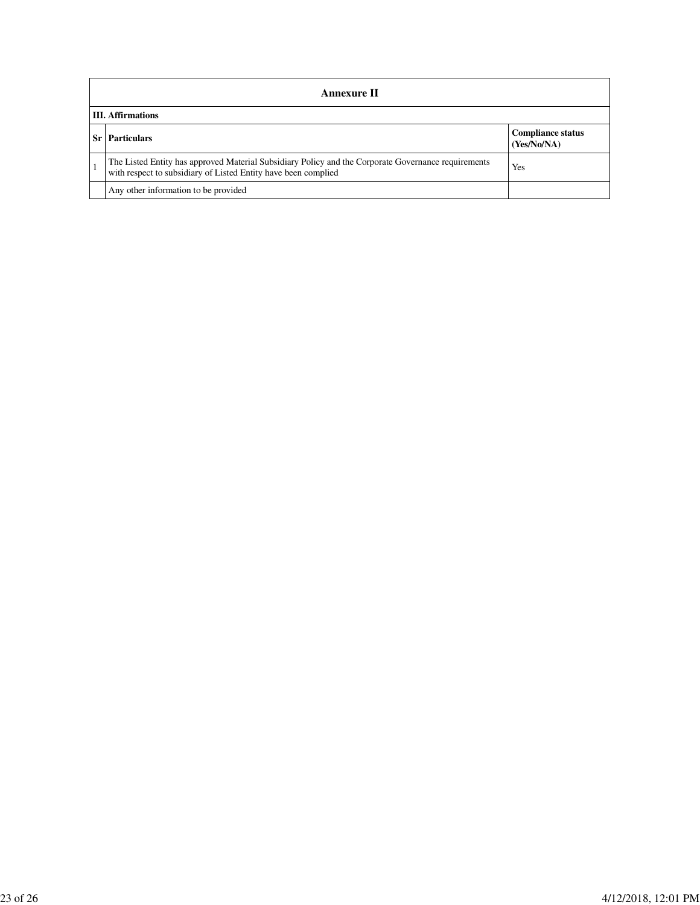## Annexure II

**III. Affirmations**

| Sr | Particulars | Compliance status (Yes/No/NA) |
|---|---|---|
| 1 | The Listed Entity has approved Material Subsidiary Policy and the Corporate Governance requirements with respect to subsidiary of Listed Entity have been complied | Yes |
| | Any other information to be provided | |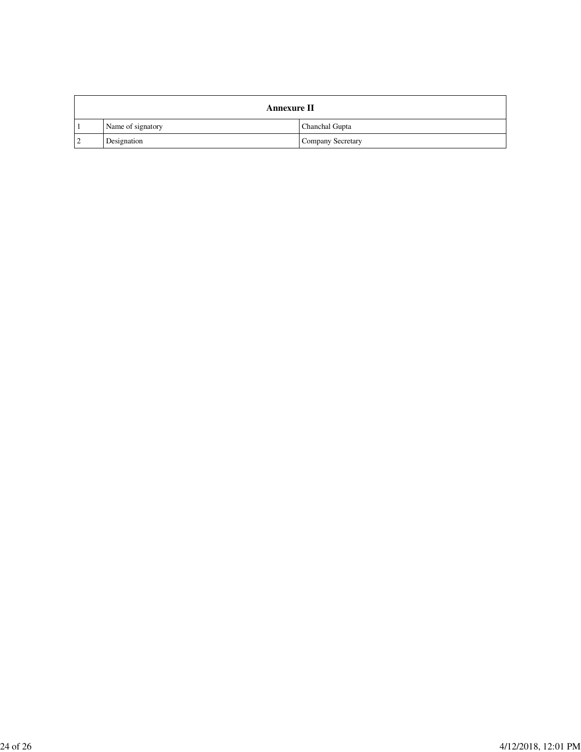| Annexure II | | |
|---|---|---|
| 1 | Name of signatory | Chanchal Gupta |
| 2 | Designation | Company Secretary |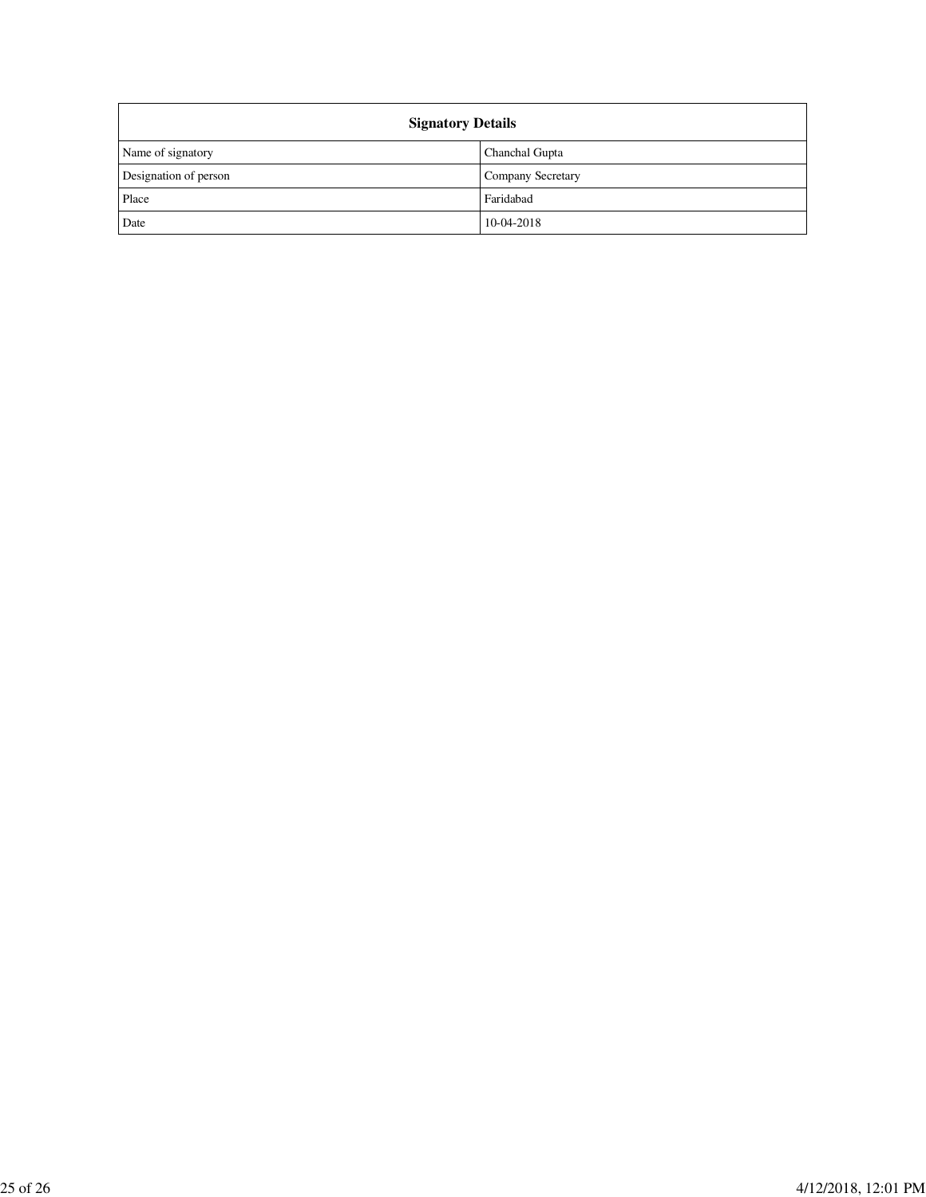| Signatory Details | |
|---|---|
| Name of signatory | Chanchal Gupta |
| Designation of person | Company Secretary |
| Place | Faridabad |
| Date | 10-04-2018 |